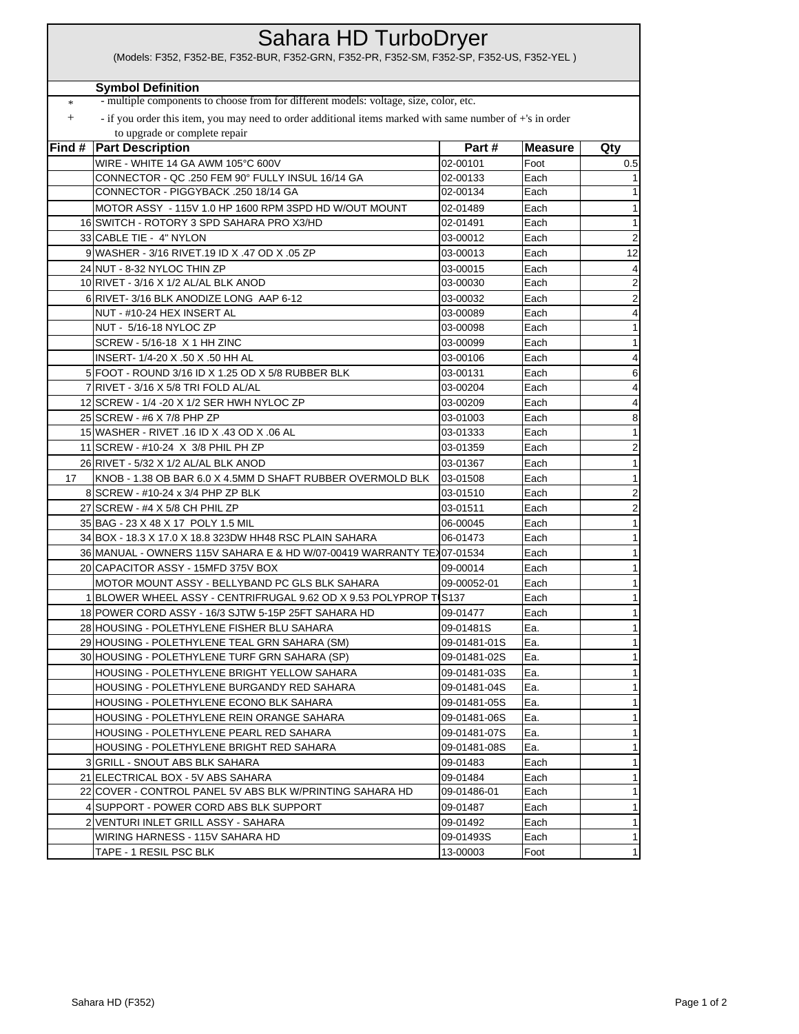# Sahara HD TurboDryer

(Models: F352, F352-BE, F352-BUR, F352-GRN, F352-PR, F352-SM, F352-SP, F352-US, F352-YEL )

**Symbol Definition**

| | |
|---|---|
| * | - multiple components to choose from for different models: voltage, size, color, etc. |
| + | - if you order this item, you may need to order additional items marked with same number of +'s in order to upgrade or complete repair |

| Find # | Part Description | Part # | Measure | Qty |
|---|---|---|---|---|
| | WIRE - WHITE 14 GA AWM 105°C 600V | 02-00101 | Foot | 0.5 |
| | CONNECTOR - QC .250 FEM 90° FULLY INSUL 16/14 GA | 02-00133 | Each | 1 |
| | CONNECTOR - PIGGYBACK .250 18/14 GA | 02-00134 | Each | 1 |
| | MOTOR ASSY - 115V 1.0 HP 1600 RPM 3SPD HD W/OUT MOUNT | 02-01489 | Each | 1 |
| 16 | SWITCH - ROTORY 3 SPD SAHARA PRO X3/HD | 02-01491 | Each | 1 |
| 33 | CABLE TIE - 4" NYLON | 03-00012 | Each | 2 |
| 9 | WASHER - 3/16 RIVET.19 ID X .47 OD X .05 ZP | 03-00013 | Each | 12 |
| 24 | NUT - 8-32 NYLOC THIN ZP | 03-00015 | Each | 4 |
| 10 | RIVET - 3/16 X 1/2 AL/AL BLK ANOD | 03-00030 | Each | 2 |
| 6 | RIVET- 3/16 BLK ANODIZE LONG AAP 6-12 | 03-00032 | Each | 2 |
| | NUT - #10-24 HEX INSERT AL | 03-00089 | Each | 4 |
| | NUT - 5/16-18 NYLOC ZP | 03-00098 | Each | 1 |
| | SCREW - 5/16-18 X 1 HH ZINC | 03-00099 | Each | 1 |
| | INSERT- 1/4-20 X .50 X .50 HH AL | 03-00106 | Each | 4 |
| 5 | FOOT - ROUND 3/16 ID X 1.25 OD X 5/8 RUBBER BLK | 03-00131 | Each | 6 |
| 7 | RIVET - 3/16 X 5/8 TRI FOLD AL/AL | 03-00204 | Each | 4 |
| 12 | SCREW - 1/4 -20 X 1/2 SER HWH NYLOC ZP | 03-00209 | Each | 4 |
| 25 | SCREW - #6 X 7/8 PHP ZP | 03-01003 | Each | 8 |
| 15 | WASHER - RIVET .16 ID X .43 OD X .06 AL | 03-01333 | Each | 1 |
| 11 | SCREW - #10-24 X 3/8 PHIL PH ZP | 03-01359 | Each | 2 |
| 26 | RIVET - 5/32 X 1/2 AL/AL BLK ANOD | 03-01367 | Each | 1 |
| 17 | KNOB - 1.38 OB BAR 6.0 X 4.5MM D SHAFT RUBBER OVERMOLD BLK | 03-01508 | Each | 1 |
| 8 | SCREW - #10-24 x 3/4 PHP ZP BLK | 03-01510 | Each | 2 |
| 27 | SCREW - #4 X 5/8 CH PHIL ZP | 03-01511 | Each | 2 |
| 35 | BAG - 23 X 48 X 17 POLY 1.5 MIL | 06-00045 | Each | 1 |
| 34 | BOX - 18.3 X 17.0 X 18.8 323DW HH48 RSC PLAIN SAHARA | 06-01473 | Each | 1 |
| 36 | MANUAL - OWNERS 115V SAHARA E & HD W/07-00419 WARRANTY TEX | 07-01534 | Each | 1 |
| 20 | CAPACITOR ASSY - 15MFD 375V BOX | 09-00014 | Each | 1 |
| | MOTOR MOUNT ASSY - BELLYBAND PC GLS BLK SAHARA | 09-00052-01 | Each | 1 |
| 1 | BLOWER WHEEL ASSY - CENTRIFRUGAL 9.62 OD X 9.53 POLYPROP T | 09-01476S137 | Each | 1 |
| 18 | POWER CORD ASSY - 16/3 SJTW 5-15P 25FT SAHARA HD | 09-01477 | Each | 1 |
| 28 | HOUSING - POLETHYLENE FISHER BLU SAHARA | 09-01481S | Ea. | 1 |
| 29 | HOUSING - POLETHYLENE TEAL GRN SAHARA (SM) | 09-01481-01S | Ea. | 1 |
| 30 | HOUSING - POLETHYLENE TURF GRN SAHARA (SP) | 09-01481-02S | Ea. | 1 |
| | HOUSING - POLETHYLENE BRIGHT YELLOW SAHARA | 09-01481-03S | Ea. | 1 |
| | HOUSING - POLETHYLENE BURGANDY RED SAHARA | 09-01481-04S | Ea. | 1 |
| | HOUSING - POLETHYLENE ECONO BLK SAHARA | 09-01481-05S | Ea. | 1 |
| | HOUSING - POLETHYLENE REIN ORANGE SAHARA | 09-01481-06S | Ea. | 1 |
| | HOUSING - POLETHYLENE PEARL RED SAHARA | 09-01481-07S | Ea. | 1 |
| | HOUSING - POLETHYLENE BRIGHT RED SAHARA | 09-01481-08S | Ea. | 1 |
| 3 | GRILL - SNOUT ABS BLK SAHARA | 09-01483 | Each | 1 |
| 21 | ELECTRICAL BOX - 5V ABS SAHARA | 09-01484 | Each | 1 |
| 22 | COVER - CONTROL PANEL 5V ABS BLK W/PRINTING SAHARA HD | 09-01486-01 | Each | 1 |
| 4 | SUPPORT - POWER CORD ABS BLK SUPPORT | 09-01487 | Each | 1 |
| 2 | VENTURI INLET GRILL ASSY - SAHARA | 09-01492 | Each | 1 |
| | WIRING HARNESS - 115V SAHARA HD | 09-01493S | Each | 1 |
| | TAPE - 1 RESIL PSC BLK | 13-00003 | Foot | 1 |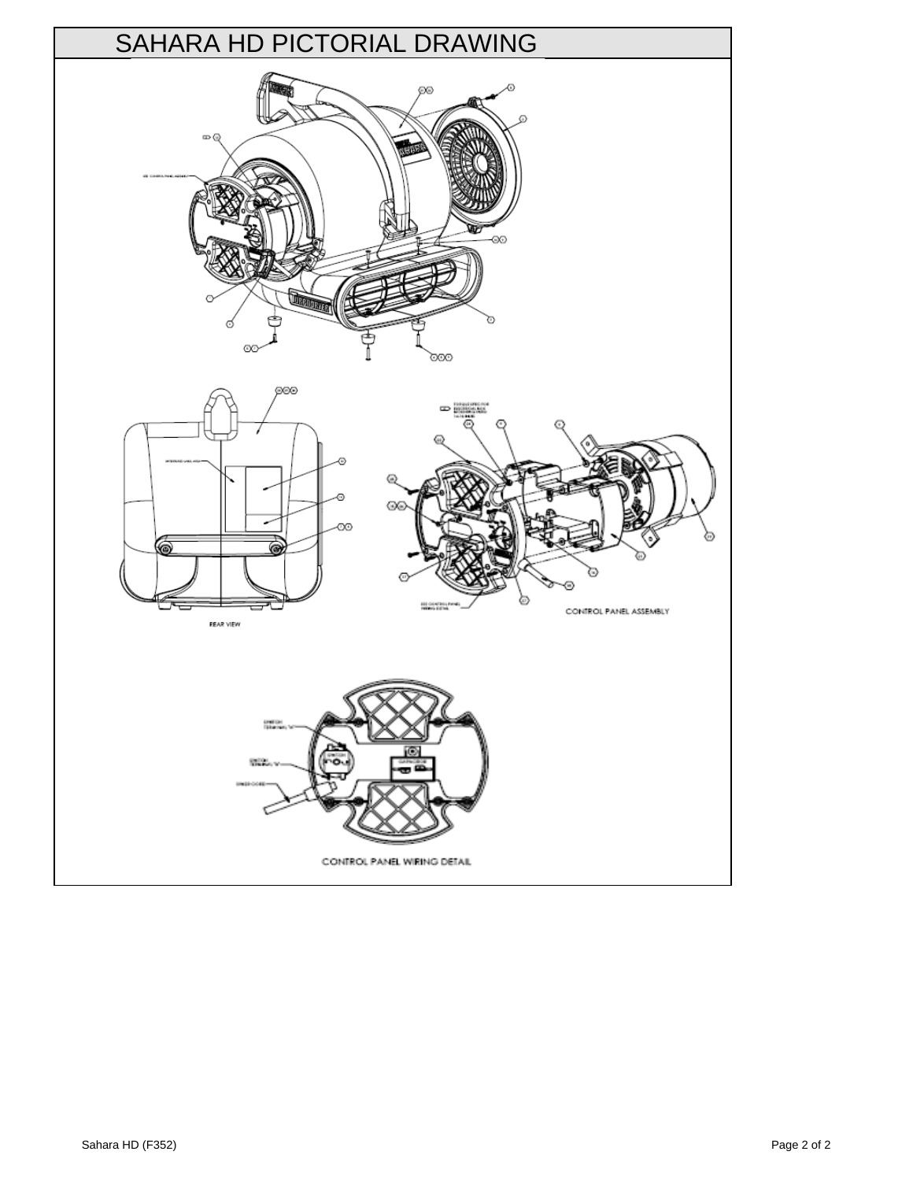# SAHARA HD PICTORIAL DRAWING

REAR VIEW

CONTROL PANEL ASSEMBLY

CONTROL PANEL WIRING DETAIL